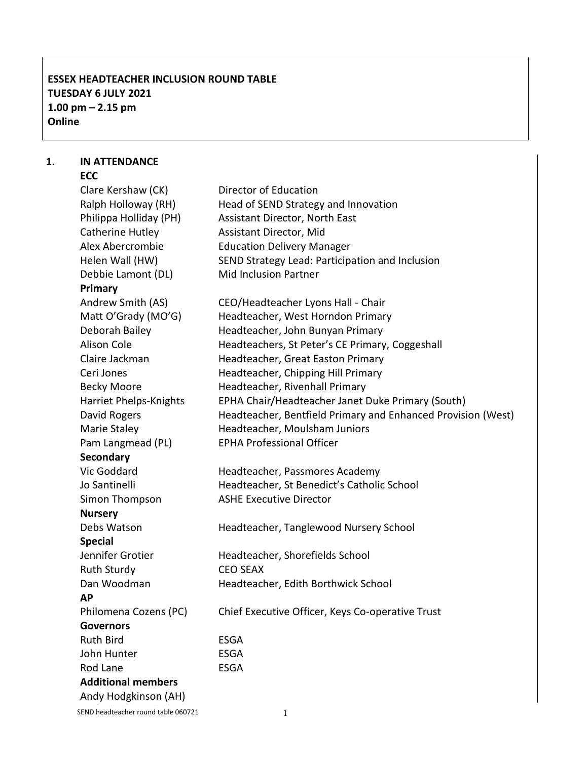**ESSEX HEADTEACHER INCLUSION ROUND TABLE**
**TUESDAY 6 JULY 2021**
**1.00 pm – 2.15 pm**
**Online**

## 1. IN ATTENDANCE

**ECC**

| | |
|---|---|
| Clare Kershaw (CK) | Director of Education |
| Ralph Holloway (RH) | Head of SEND Strategy and Innovation |
| Philippa Holliday (PH) | Assistant Director, North East |
| Catherine Hutley | Assistant Director, Mid |
| Alex Abercrombie | Education Delivery Manager |
| Helen Wall (HW) | SEND Strategy Lead: Participation and Inclusion |
| Debbie Lamont (DL) | Mid Inclusion Partner |

**Primary**

| | |
|---|---|
| Andrew Smith (AS) | CEO/Headteacher Lyons Hall - Chair |
| Matt O'Grady (MO'G) | Headteacher, West Horndon Primary |
| Deborah Bailey | Headteacher, John Bunyan Primary |
| Alison Cole | Headteachers, St Peter's CE Primary, Coggeshall |
| Claire Jackman | Headteacher, Great Easton Primary |
| Ceri Jones | Headteacher, Chipping Hill Primary |
| Becky Moore | Headteacher, Rivenhall Primary |
| Harriet Phelps-Knights | EPHA Chair/Headteacher Janet Duke Primary (South) |
| David Rogers | Headteacher, Bentfield Primary and Enhanced Provision (West) |
| Marie Staley | Headteacher, Moulsham Juniors |
| Pam Langmead (PL) | EPHA Professional Officer |

**Secondary**

| | |
|---|---|
| Vic Goddard | Headteacher, Passmores Academy |
| Jo Santinelli | Headteacher, St Benedict's Catholic School |
| Simon Thompson | ASHE Executive Director |

**Nursery**

| | |
|---|---|
| Debs Watson | Headteacher, Tanglewood Nursery School |

**Special**

| | |
|---|---|
| Jennifer Grotier | Headteacher, Shorefields School |
| Ruth Sturdy | CEO SEAX |
| Dan Woodman | Headteacher, Edith Borthwick School |

**AP**

| | |
|---|---|
| Philomena Cozens (PC) | Chief Executive Officer, Keys Co-operative Trust |

**Governors**

| | |
|---|---|
| Ruth Bird | ESGA |
| John Hunter | ESGA |
| Rod Lane | ESGA |

**Additional members**

Andy Hodgkinson (AH)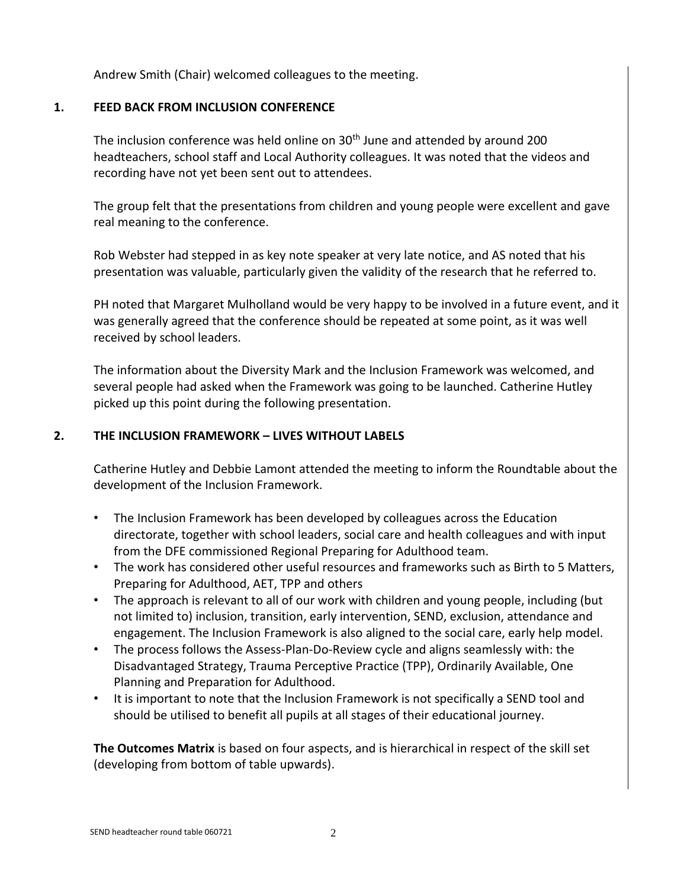Andrew Smith (Chair) welcomed colleagues to the meeting.

## 1. FEED BACK FROM INCLUSION CONFERENCE

The inclusion conference was held online on 30th June and attended by around 200 headteachers, school staff and Local Authority colleagues. It was noted that the videos and recording have not yet been sent out to attendees.

The group felt that the presentations from children and young people were excellent and gave real meaning to the conference.

Rob Webster had stepped in as key note speaker at very late notice, and AS noted that his presentation was valuable, particularly given the validity of the research that he referred to.

PH noted that Margaret Mulholland would be very happy to be involved in a future event, and it was generally agreed that the conference should be repeated at some point, as it was well received by school leaders.

The information about the Diversity Mark and the Inclusion Framework was welcomed, and several people had asked when the Framework was going to be launched. Catherine Hutley picked up this point during the following presentation.

## 2. THE INCLUSION FRAMEWORK – LIVES WITHOUT LABELS

Catherine Hutley and Debbie Lamont attended the meeting to inform the Roundtable about the development of the Inclusion Framework.

- The Inclusion Framework has been developed by colleagues across the Education directorate, together with school leaders, social care and health colleagues and with input from the DFE commissioned Regional Preparing for Adulthood team.
- The work has considered other useful resources and frameworks such as Birth to 5 Matters, Preparing for Adulthood, AET, TPP and others
- The approach is relevant to all of our work with children and young people, including (but not limited to) inclusion, transition, early intervention, SEND, exclusion, attendance and engagement. The Inclusion Framework is also aligned to the social care, early help model.
- The process follows the Assess-Plan-Do-Review cycle and aligns seamlessly with: the Disadvantaged Strategy, Trauma Perceptive Practice (TPP), Ordinarily Available, One Planning and Preparation for Adulthood.
- It is important to note that the Inclusion Framework is not specifically a SEND tool and should be utilised to benefit all pupils at all stages of their educational journey.

**The Outcomes Matrix** is based on four aspects, and is hierarchical in respect of the skill set (developing from bottom of table upwards).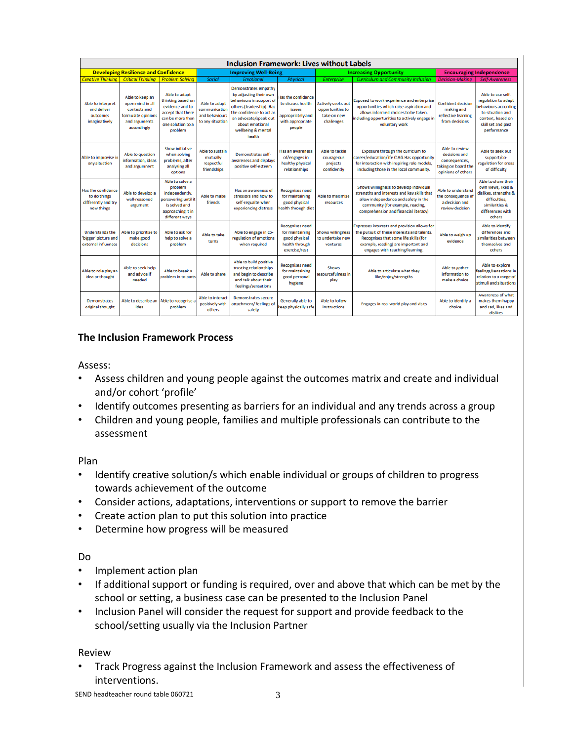| Inclusion Framework: Lives without Labels | | | | | | | | | | |
|---|---|---|---|---|---|---|---|---|---|---|
| Developing Resilience and Confidence | | | Improving Well-Being | | | Increasing Opportunity | | Encouraging Independence | | |
| Creative Thinking | Critical Thinking | Problem Solving | Social | Emotional | Physical | Enterprise | Curriculum and Community Inclusion | Decision-Making | Self-Awareness | |
| Able to interpret and deliver outcomes imaginatively | Able to keep an open mind in all contexts and formulate opinions and arguments accordingly | Able to adapt thinking based on evidence and to accept that there can be more than one solution to a problem | Able to adapt communication and behaviours to any situation | Demonstrates empathy by adjusting their own behaviours in support of others (leadership). Has the confidence to act as an advocate/speak out about emotional wellbeing & mental health | Has the confidence to discuss health issues appropriately and with appropriate people | Actively seeks out opportunities to take on new challenges | Exposed to work experience and enterprise opportunities which raise aspiration and allows informed choices to be taken, including opportunities to actively engage in voluntary work | Confident decision making and reflective learning from decisions | Able to use self-regulation to adapt behaviours according to situation and context, based on skill set and past performance | |
| Able to improve in any situation | Able to question information, ideas and argument | Show initiative when solving problems, after analysing all options | Able to sustain mutually respectful friendships | Demonstrates self-awareness and displays positive self-esteem | Has an awareness of/engages in healthy physical relationships | Able to tackle courageous projects confidently | Exposure through the curriculum to career/education/life CIAG. Has opportunity for interaction with inspiring role models, including those in the local community. | Able to review decisions and consequences, taking on board the opinions of others | Able to seek out support/co-regulation for areas of difficulty | |
| Has the confidence to do things differently and try new things | Able to develop a well-reasoned argument | Able to solve a problem independently, persevering until it is solved and approaching it in different ways | Able to make friends | Has an awareness of stressors and how to self-regulate when experiencing distress | Recognises need for maintaining good physical health through diet | Able to maximise resources | Shows willingness to develop individual strengths and interests and key skills that allow independence and safety in the community (for example, reading, comprehension and financial literacy) | Able to understand the consequence of a decision and review decision | Able to share their own views, likes & dislikes, strengths & difficulties, similarities & differences with others | |
| Understands the 'bigger' picture and external influences | Able to prioritise to make good decisions | Able to ask for help to solve a problem | Able to take turns | Able to engage in co-regulation of emotions when required | Recognises need for maintaining good physical health through exercise/rest | Shows willingness to undertake new ventures | Expresses interests and provision allows for the pursuit of these interests and talents. Recognises that some life skills (for example, reading) are important and engages with teaching/learning. | Able to weigh up evidence | Able to identify differences and similarities between themselves and others | |
| Able to role play an idea or thought | Able to seek help and advice if needed | Able to break a problem in to parts | Able to share | Able to build positive trusting relationships and begin to describe and talk about their feelings/sensations | Recognises need for maintaining good personal hygiene | Shows resourcefulness in play | Able to articulate what they like/enjoy/strengths | Able to gather information to make a choice | Able to explore feelings/sensations in relation to a range of stimuli and situations | |
| Demonstrates original thought | Able to describe an idea | Able to recognise a problem | Able to interact positively with others | Demonstrates secure attachment/ feelings of safety | Generally able to keep physically safe | Able to follow instructions | Engages in real world play and visits | Able to identify a choice | Awareness of what makes them happy and sad, likes and dislikes | |

## The Inclusion Framework Process

Assess:

- Assess children and young people against the outcomes matrix and create and individual and/or cohort 'profile'
- Identify outcomes presenting as barriers for an individual and any trends across a group
- Children and young people, families and multiple professionals can contribute to the assessment

Plan

- Identify creative solution/s which enable individual or groups of children to progress towards achievement of the outcome
- Consider actions, adaptations, interventions or support to remove the barrier
- Create action plan to put this solution into practice
- Determine how progress will be measured

Do

- Implement action plan
- If additional support or funding is required, over and above that which can be met by the school or setting, a business case can be presented to the Inclusion Panel
- Inclusion Panel will consider the request for support and provide feedback to the school/setting usually via the Inclusion Partner

Review

- Track Progress against the Inclusion Framework and assess the effectiveness of interventions.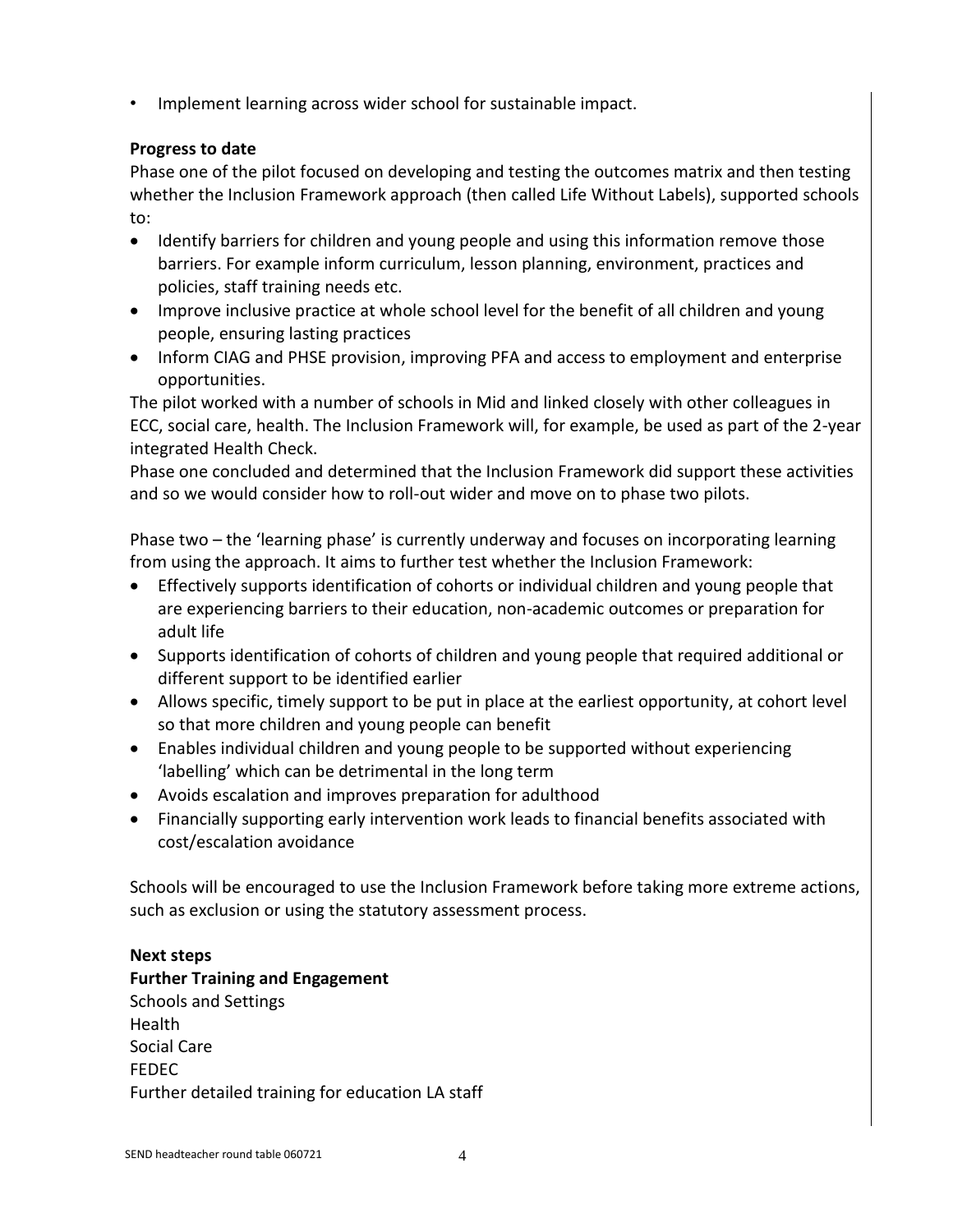- Implement learning across wider school for sustainable impact.

**Progress to date**

Phase one of the pilot focused on developing and testing the outcomes matrix and then testing whether the Inclusion Framework approach (then called Life Without Labels), supported schools to:

- Identify barriers for children and young people and using this information remove those barriers. For example inform curriculum, lesson planning, environment, practices and policies, staff training needs etc.
- Improve inclusive practice at whole school level for the benefit of all children and young people, ensuring lasting practices
- Inform CIAG and PHSE provision, improving PFA and access to employment and enterprise opportunities.

The pilot worked with a number of schools in Mid and linked closely with other colleagues in ECC, social care, health. The Inclusion Framework will, for example, be used as part of the 2-year integrated Health Check.

Phase one concluded and determined that the Inclusion Framework did support these activities and so we would consider how to roll-out wider and move on to phase two pilots.

Phase two – the 'learning phase' is currently underway and focuses on incorporating learning from using the approach. It aims to further test whether the Inclusion Framework:

- Effectively supports identification of cohorts or individual children and young people that are experiencing barriers to their education, non-academic outcomes or preparation for adult life
- Supports identification of cohorts of children and young people that required additional or different support to be identified earlier
- Allows specific, timely support to be put in place at the earliest opportunity, at cohort level so that more children and young people can benefit
- Enables individual children and young people to be supported without experiencing 'labelling' which can be detrimental in the long term
- Avoids escalation and improves preparation for adulthood
- Financially supporting early intervention work leads to financial benefits associated with cost/escalation avoidance

Schools will be encouraged to use the Inclusion Framework before taking more extreme actions, such as exclusion or using the statutory assessment process.

**Next steps**

**Further Training and Engagement**

Schools and Settings
Health
Social Care
FEDEC
Further detailed training for education LA staff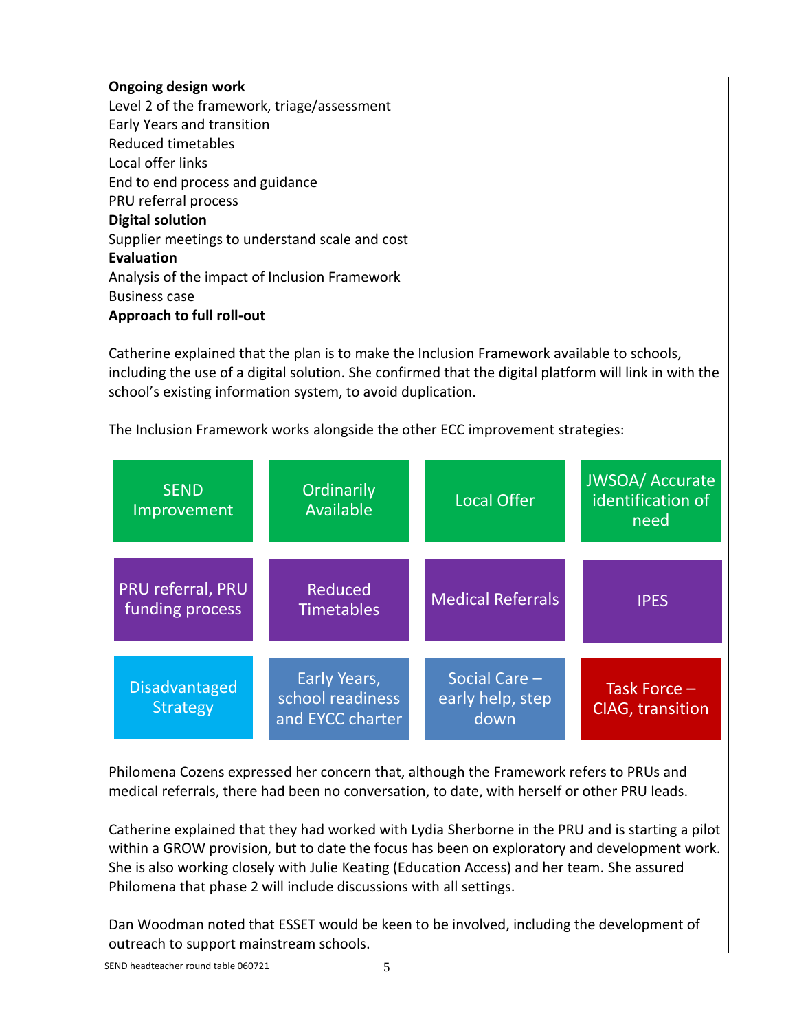**Ongoing design work**

Level 2 of the framework, triage/assessment
Early Years and transition
Reduced timetables
Local offer links
End to end process and guidance
PRU referral process

**Digital solution**

Supplier meetings to understand scale and cost

**Evaluation**

Analysis of the impact of Inclusion Framework
Business case

**Approach to full roll-out**

Catherine explained that the plan is to make the Inclusion Framework available to schools, including the use of a digital solution. She confirmed that the digital platform will link in with the school's existing information system, to avoid duplication.

The Inclusion Framework works alongside the other ECC improvement strategies:

| | | | |
|---|---|---|---|
| SEND Improvement | Ordinarily Available | Local Offer | JWSOA/ Accurate identification of need |
| PRU referral, PRU funding process | Reduced Timetables | Medical Referrals | IPES |
| Disadvantaged Strategy | Early Years, school readiness and EYCC charter | Social Care – early help, step down | Task Force – CIAG, transition |

Philomena Cozens expressed her concern that, although the Framework refers to PRUs and medical referrals, there had been no conversation, to date, with herself or other PRU leads.

Catherine explained that they had worked with Lydia Sherborne in the PRU and is starting a pilot within a GROW provision, but to date the focus has been on exploratory and development work. She is also working closely with Julie Keating (Education Access) and her team. She assured Philomena that phase 2 will include discussions with all settings.

Dan Woodman noted that ESSET would be keen to be involved, including the development of outreach to support mainstream schools.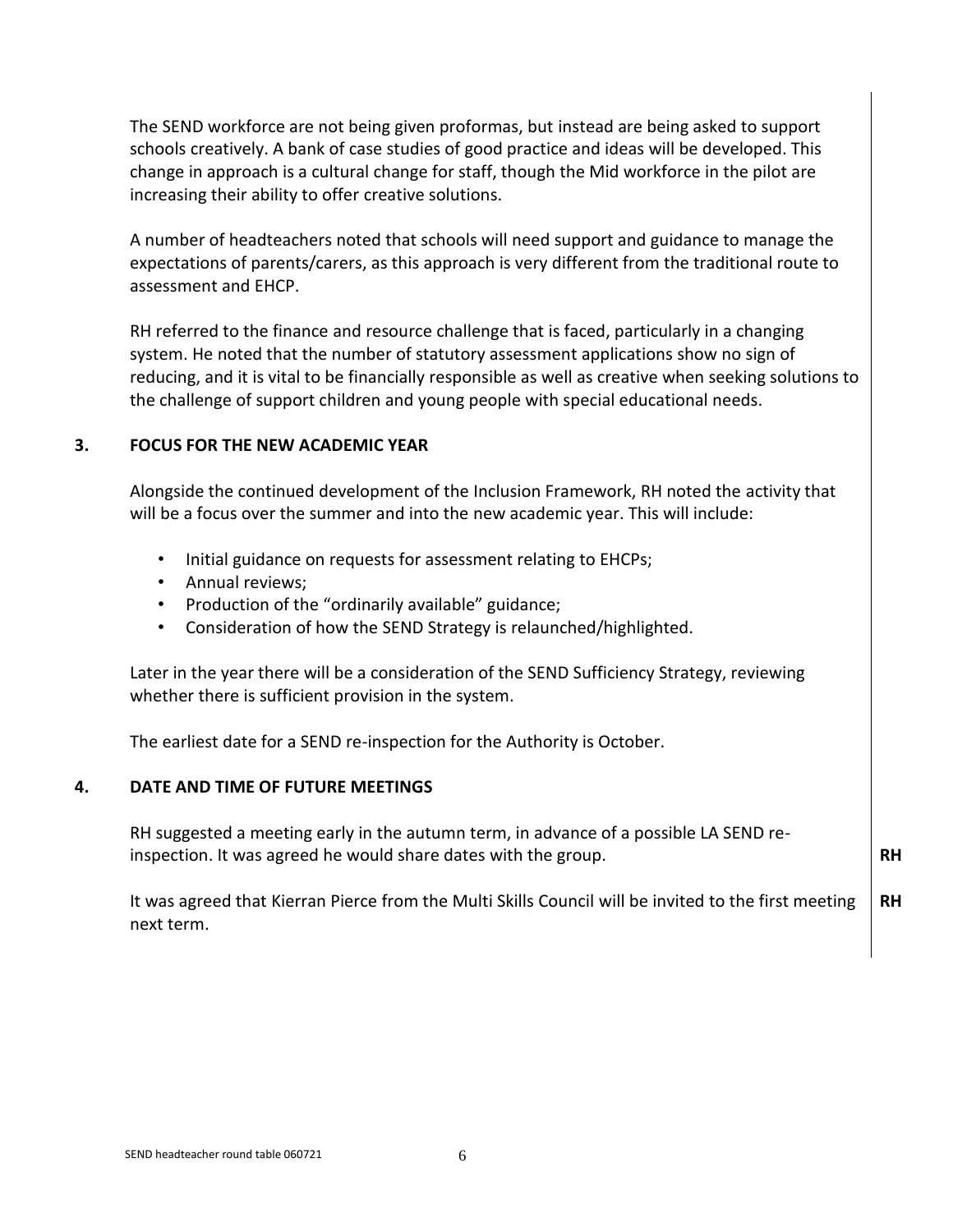The SEND workforce are not being given proformas, but instead are being asked to support schools creatively. A bank of case studies of good practice and ideas will be developed. This change in approach is a cultural change for staff, though the Mid workforce in the pilot are increasing their ability to offer creative solutions.

A number of headteachers noted that schools will need support and guidance to manage the expectations of parents/carers, as this approach is very different from the traditional route to assessment and EHCP.

RH referred to the finance and resource challenge that is faced, particularly in a changing system. He noted that the number of statutory assessment applications show no sign of reducing, and it is vital to be financially responsible as well as creative when seeking solutions to the challenge of support children and young people with special educational needs.

## 3. FOCUS FOR THE NEW ACADEMIC YEAR

Alongside the continued development of the Inclusion Framework, RH noted the activity that will be a focus over the summer and into the new academic year. This will include:

- Initial guidance on requests for assessment relating to EHCPs;
- Annual reviews;
- Production of the "ordinarily available" guidance;
- Consideration of how the SEND Strategy is relaunched/highlighted.

Later in the year there will be a consideration of the SEND Sufficiency Strategy, reviewing whether there is sufficient provision in the system.

The earliest date for a SEND re-inspection for the Authority is October.

## 4. DATE AND TIME OF FUTURE MEETINGS

RH suggested a meeting early in the autumn term, in advance of a possible LA SEND re-inspection. It was agreed he would share dates with the group. **RH**

It was agreed that Kierran Pierce from the Multi Skills Council will be invited to the first meeting next term. **RH**